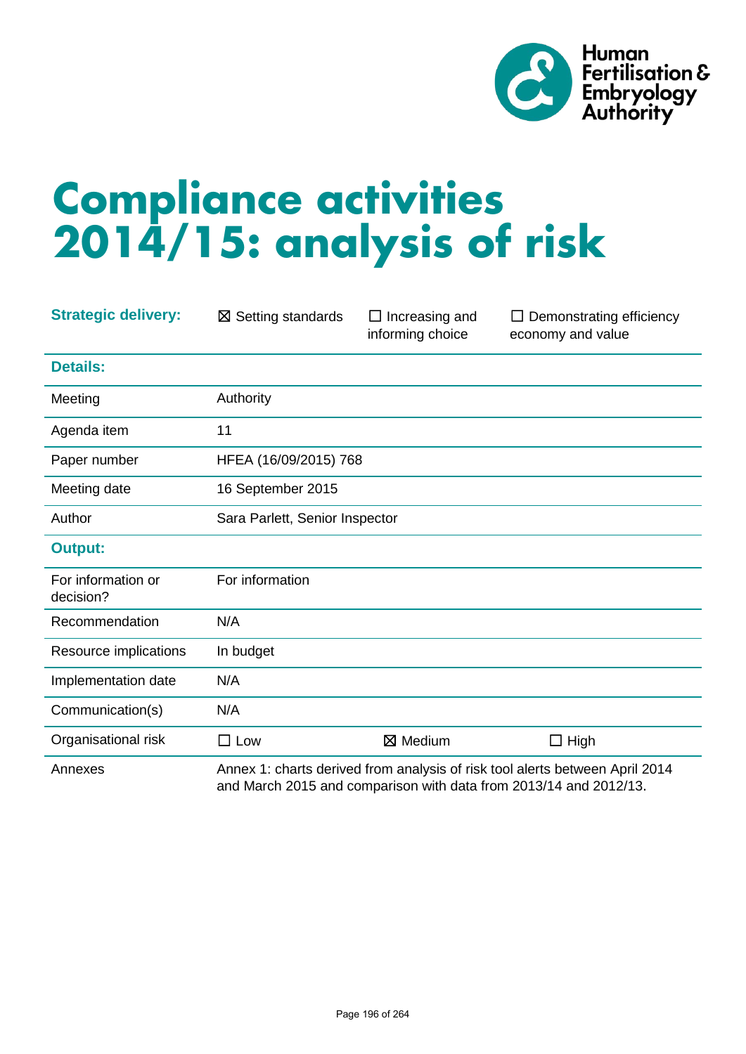Human Fertilisation & Embryology Authority

# Compliance activities 2014/15: analysis of risk

| **Strategic delivery:** | ☒ Setting standards | ☐ Increasing and informing choice | ☐ Demonstrating efficiency economy and value |
|---|---|---|---|
| **Details:** | | | |
| Meeting | Authority | | |
| Agenda item | 11 | | |
| Paper number | HFEA (16/09/2015) 768 | | |
| Meeting date | 16 September 2015 | | |
| Author | Sara Parlett, Senior Inspector | | |
| **Output:** | | | |
| For information or decision? | For information | | |
| Recommendation | N/A | | |
| Resource implications | In budget | | |
| Implementation date | N/A | | |
| Communication(s) | N/A | | |
| Organisational risk | ☐ Low | ☒ Medium | ☐ High |
| Annexes | Annex 1: charts derived from analysis of risk tool alerts between April 2014 and March 2015 and comparison with data from 2013/14 and 2012/13. | | |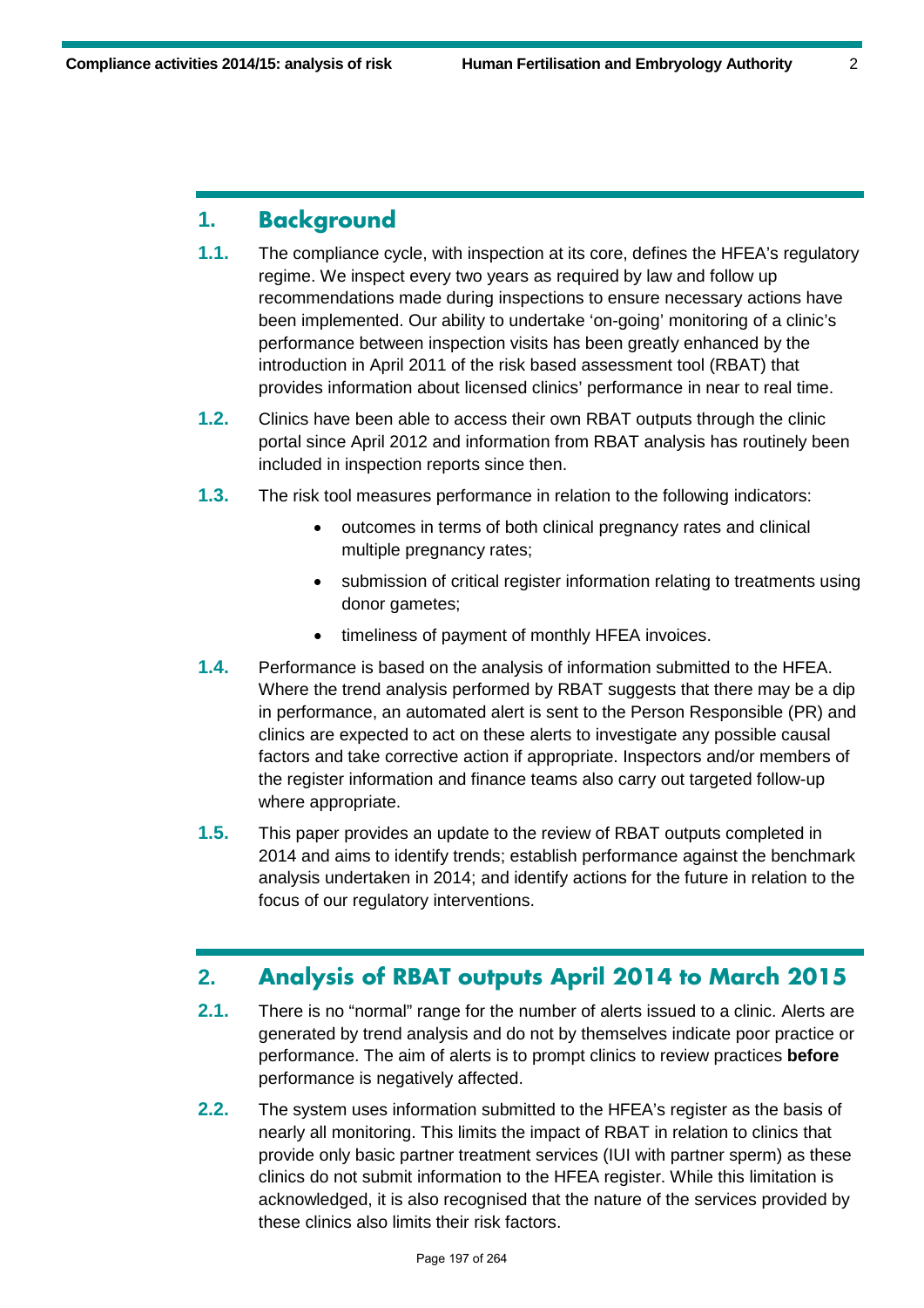## 1. Background

**1.1.** The compliance cycle, with inspection at its core, defines the HFEA's regulatory regime. We inspect every two years as required by law and follow up recommendations made during inspections to ensure necessary actions have been implemented. Our ability to undertake 'on-going' monitoring of a clinic's performance between inspection visits has been greatly enhanced by the introduction in April 2011 of the risk based assessment tool (RBAT) that provides information about licensed clinics' performance in near to real time.

**1.2.** Clinics have been able to access their own RBAT outputs through the clinic portal since April 2012 and information from RBAT analysis has routinely been included in inspection reports since then.

**1.3.** The risk tool measures performance in relation to the following indicators:

- outcomes in terms of both clinical pregnancy rates and clinical multiple pregnancy rates;
- submission of critical register information relating to treatments using donor gametes;
- timeliness of payment of monthly HFEA invoices.

**1.4.** Performance is based on the analysis of information submitted to the HFEA. Where the trend analysis performed by RBAT suggests that there may be a dip in performance, an automated alert is sent to the Person Responsible (PR) and clinics are expected to act on these alerts to investigate any possible causal factors and take corrective action if appropriate. Inspectors and/or members of the register information and finance teams also carry out targeted follow-up where appropriate.

**1.5.** This paper provides an update to the review of RBAT outputs completed in 2014 and aims to identify trends; establish performance against the benchmark analysis undertaken in 2014; and identify actions for the future in relation to the focus of our regulatory interventions.

## 2. Analysis of RBAT outputs April 2014 to March 2015

**2.1.** There is no "normal" range for the number of alerts issued to a clinic. Alerts are generated by trend analysis and do not by themselves indicate poor practice or performance. The aim of alerts is to prompt clinics to review practices **before** performance is negatively affected.

**2.2.** The system uses information submitted to the HFEA's register as the basis of nearly all monitoring. This limits the impact of RBAT in relation to clinics that provide only basic partner treatment services (IUI with partner sperm) as these clinics do not submit information to the HFEA register. While this limitation is acknowledged, it is also recognised that the nature of the services provided by these clinics also limits their risk factors.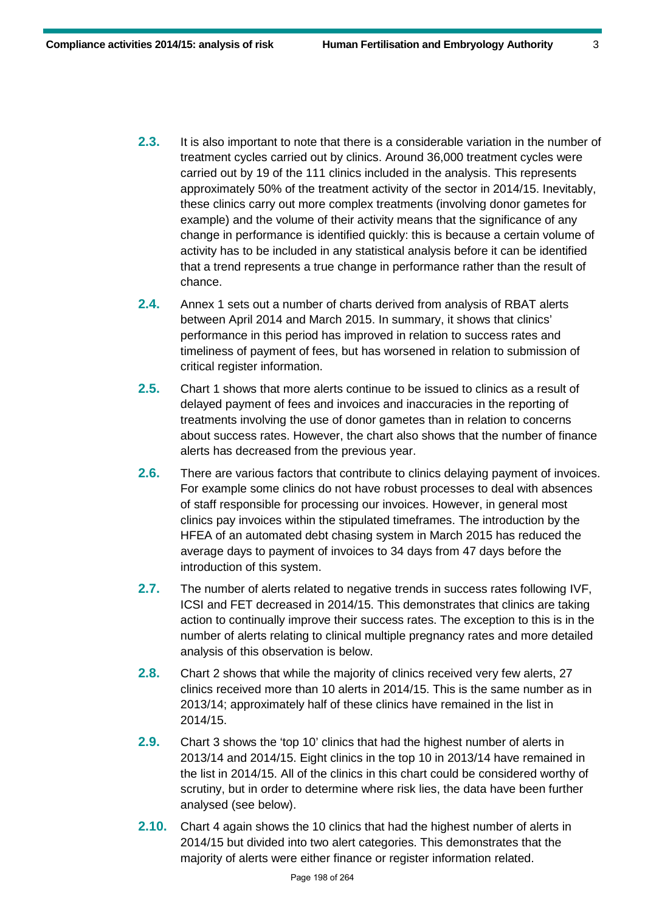**2.3.** It is also important to note that there is a considerable variation in the number of treatment cycles carried out by clinics. Around 36,000 treatment cycles were carried out by 19 of the 111 clinics included in the analysis. This represents approximately 50% of the treatment activity of the sector in 2014/15. Inevitably, these clinics carry out more complex treatments (involving donor gametes for example) and the volume of their activity means that the significance of any change in performance is identified quickly: this is because a certain volume of activity has to be included in any statistical analysis before it can be identified that a trend represents a true change in performance rather than the result of chance.

**2.4.** Annex 1 sets out a number of charts derived from analysis of RBAT alerts between April 2014 and March 2015. In summary, it shows that clinics' performance in this period has improved in relation to success rates and timeliness of payment of fees, but has worsened in relation to submission of critical register information.

**2.5.** Chart 1 shows that more alerts continue to be issued to clinics as a result of delayed payment of fees and invoices and inaccuracies in the reporting of treatments involving the use of donor gametes than in relation to concerns about success rates. However, the chart also shows that the number of finance alerts has decreased from the previous year.

**2.6.** There are various factors that contribute to clinics delaying payment of invoices. For example some clinics do not have robust processes to deal with absences of staff responsible for processing our invoices. However, in general most clinics pay invoices within the stipulated timeframes. The introduction by the HFEA of an automated debt chasing system in March 2015 has reduced the average days to payment of invoices to 34 days from 47 days before the introduction of this system.

**2.7.** The number of alerts related to negative trends in success rates following IVF, ICSI and FET decreased in 2014/15. This demonstrates that clinics are taking action to continually improve their success rates. The exception to this is in the number of alerts relating to clinical multiple pregnancy rates and more detailed analysis of this observation is below.

**2.8.** Chart 2 shows that while the majority of clinics received very few alerts, 27 clinics received more than 10 alerts in 2014/15. This is the same number as in 2013/14; approximately half of these clinics have remained in the list in 2014/15.

**2.9.** Chart 3 shows the 'top 10' clinics that had the highest number of alerts in 2013/14 and 2014/15. Eight clinics in the top 10 in 2013/14 have remained in the list in 2014/15. All of the clinics in this chart could be considered worthy of scrutiny, but in order to determine where risk lies, the data have been further analysed (see below).

**2.10.** Chart 4 again shows the 10 clinics that had the highest number of alerts in 2014/15 but divided into two alert categories. This demonstrates that the majority of alerts were either finance or register information related.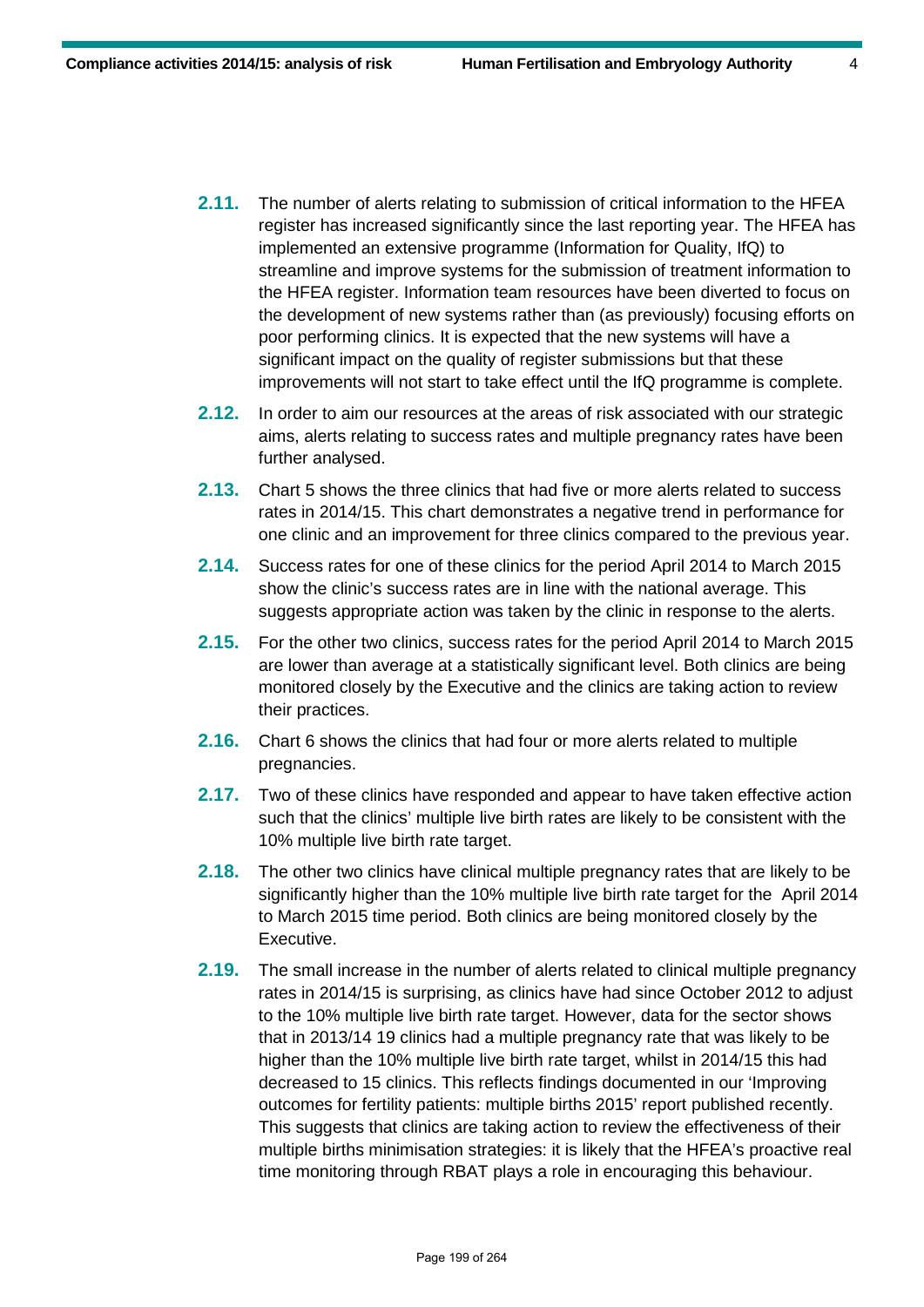**2.11.** The number of alerts relating to submission of critical information to the HFEA register has increased significantly since the last reporting year. The HFEA has implemented an extensive programme (Information for Quality, IfQ) to streamline and improve systems for the submission of treatment information to the HFEA register. Information team resources have been diverted to focus on the development of new systems rather than (as previously) focusing efforts on poor performing clinics. It is expected that the new systems will have a significant impact on the quality of register submissions but that these improvements will not start to take effect until the IfQ programme is complete.

**2.12.** In order to aim our resources at the areas of risk associated with our strategic aims, alerts relating to success rates and multiple pregnancy rates have been further analysed.

**2.13.** Chart 5 shows the three clinics that had five or more alerts related to success rates in 2014/15. This chart demonstrates a negative trend in performance for one clinic and an improvement for three clinics compared to the previous year.

**2.14.** Success rates for one of these clinics for the period April 2014 to March 2015 show the clinic's success rates are in line with the national average. This suggests appropriate action was taken by the clinic in response to the alerts.

**2.15.** For the other two clinics, success rates for the period April 2014 to March 2015 are lower than average at a statistically significant level. Both clinics are being monitored closely by the Executive and the clinics are taking action to review their practices.

**2.16.** Chart 6 shows the clinics that had four or more alerts related to multiple pregnancies.

**2.17.** Two of these clinics have responded and appear to have taken effective action such that the clinics' multiple live birth rates are likely to be consistent with the 10% multiple live birth rate target.

**2.18.** The other two clinics have clinical multiple pregnancy rates that are likely to be significantly higher than the 10% multiple live birth rate target for the April 2014 to March 2015 time period. Both clinics are being monitored closely by the Executive.

**2.19.** The small increase in the number of alerts related to clinical multiple pregnancy rates in 2014/15 is surprising, as clinics have had since October 2012 to adjust to the 10% multiple live birth rate target. However, data for the sector shows that in 2013/14 19 clinics had a multiple pregnancy rate that was likely to be higher than the 10% multiple live birth rate target, whilst in 2014/15 this had decreased to 15 clinics. This reflects findings documented in our 'Improving outcomes for fertility patients: multiple births 2015' report published recently. This suggests that clinics are taking action to review the effectiveness of their multiple births minimisation strategies: it is likely that the HFEA's proactive real time monitoring through RBAT plays a role in encouraging this behaviour.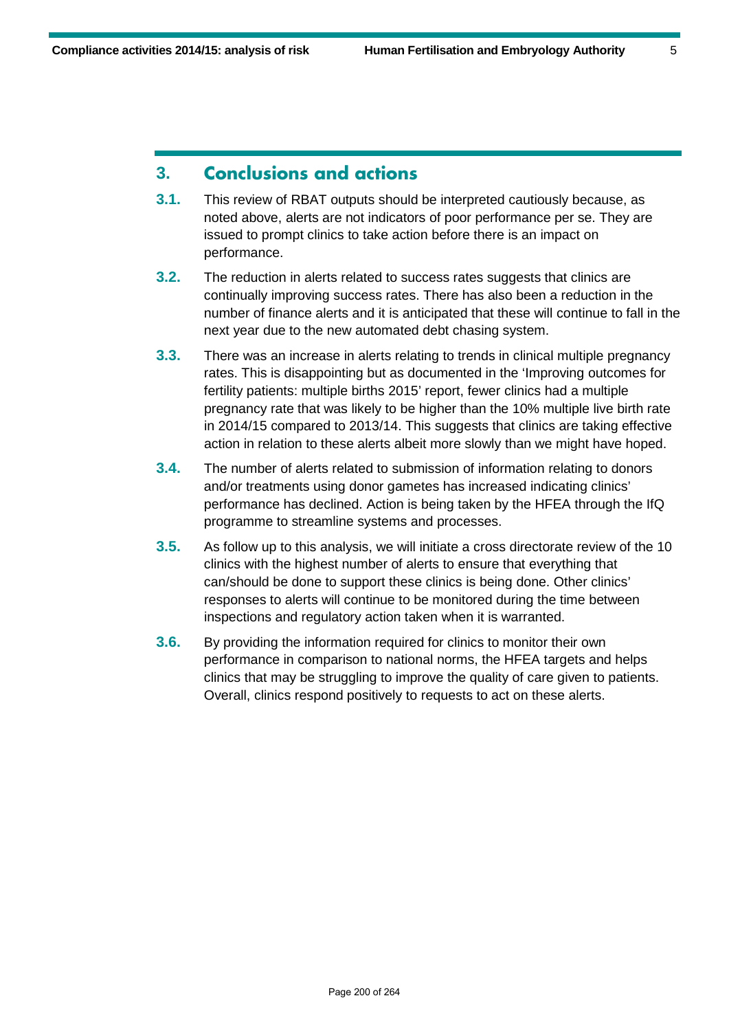## 3. Conclusions and actions

**3.1.** This review of RBAT outputs should be interpreted cautiously because, as noted above, alerts are not indicators of poor performance per se. They are issued to prompt clinics to take action before there is an impact on performance.

**3.2.** The reduction in alerts related to success rates suggests that clinics are continually improving success rates. There has also been a reduction in the number of finance alerts and it is anticipated that these will continue to fall in the next year due to the new automated debt chasing system.

**3.3.** There was an increase in alerts relating to trends in clinical multiple pregnancy rates. This is disappointing but as documented in the 'Improving outcomes for fertility patients: multiple births 2015' report, fewer clinics had a multiple pregnancy rate that was likely to be higher than the 10% multiple live birth rate in 2014/15 compared to 2013/14. This suggests that clinics are taking effective action in relation to these alerts albeit more slowly than we might have hoped.

**3.4.** The number of alerts related to submission of information relating to donors and/or treatments using donor gametes has increased indicating clinics' performance has declined. Action is being taken by the HFEA through the IfQ programme to streamline systems and processes.

**3.5.** As follow up to this analysis, we will initiate a cross directorate review of the 10 clinics with the highest number of alerts to ensure that everything that can/should be done to support these clinics is being done. Other clinics' responses to alerts will continue to be monitored during the time between inspections and regulatory action taken when it is warranted.

**3.6.** By providing the information required for clinics to monitor their own performance in comparison to national norms, the HFEA targets and helps clinics that may be struggling to improve the quality of care given to patients. Overall, clinics respond positively to requests to act on these alerts.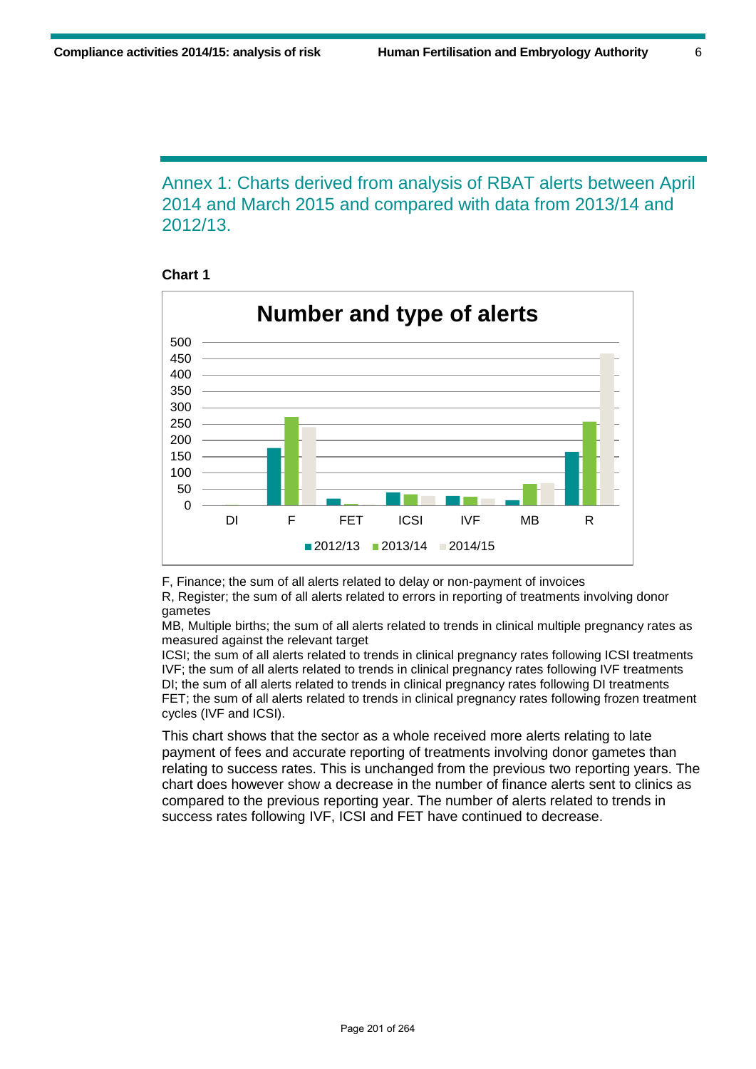## Annex 1: Charts derived from analysis of RBAT alerts between April 2014 and March 2015 and compared with data from 2013/14 and 2012/13.

**Chart 1**

**Number and type of alerts**

F, Finance; the sum of all alerts related to delay or non-payment of invoices

R, Register; the sum of all alerts related to errors in reporting of treatments involving donor gametes

MB, Multiple births; the sum of all alerts related to trends in clinical multiple pregnancy rates as measured against the relevant target

ICSI; the sum of all alerts related to trends in clinical pregnancy rates following ICSI treatments

IVF; the sum of all alerts related to trends in clinical pregnancy rates following IVF treatments

DI; the sum of all alerts related to trends in clinical pregnancy rates following DI treatments

FET; the sum of all alerts related to trends in clinical pregnancy rates following frozen treatment cycles (IVF and ICSI).

This chart shows that the sector as a whole received more alerts relating to late payment of fees and accurate reporting of treatments involving donor gametes than relating to success rates. This is unchanged from the previous two reporting years. The chart does however show a decrease in the number of finance alerts sent to clinics as compared to the previous reporting year. The number of alerts related to trends in success rates following IVF, ICSI and FET have continued to decrease.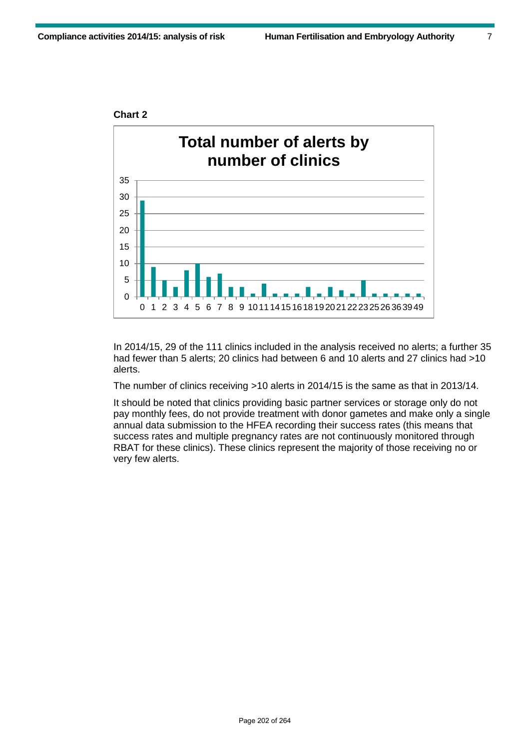**Chart 2**

**Total number of alerts by number of clinics**

| Number of alerts | Number of clinics |
|---|---|
| 0 | 29 |
| 1 | 9 |
| 2 | 5 |
| 3 | 3 |
| 4 | 8 |
| 5 | 10 |
| 6 | 6 |
| 7 | 7 |
| 8 | 3 |
| 9 | 3 |
| 10 | 1 |
| 11 | 4 |
| 14 | 1 |
| 15 | 1 |
| 16 | 1 |
| 18 | 3 |
| 19 | 1 |
| 20 | 3 |
| 21 | 2 |
| 22 | 1 |
| 23 | 5 |
| 25 | 1 |
| 26 | 1 |
| 36 | 1 |
| 39 | 1 |
| 49 | 1 |

In 2014/15, 29 of the 111 clinics included in the analysis received no alerts; a further 35 had fewer than 5 alerts; 20 clinics had between 6 and 10 alerts and 27 clinics had >10 alerts.

The number of clinics receiving >10 alerts in 2014/15 is the same as that in 2013/14.

It should be noted that clinics providing basic partner services or storage only do not pay monthly fees, do not provide treatment with donor gametes and make only a single annual data submission to the HFEA recording their success rates (this means that success rates and multiple pregnancy rates are not continuously monitored through RBAT for these clinics). These clinics represent the majority of those receiving no or very few alerts.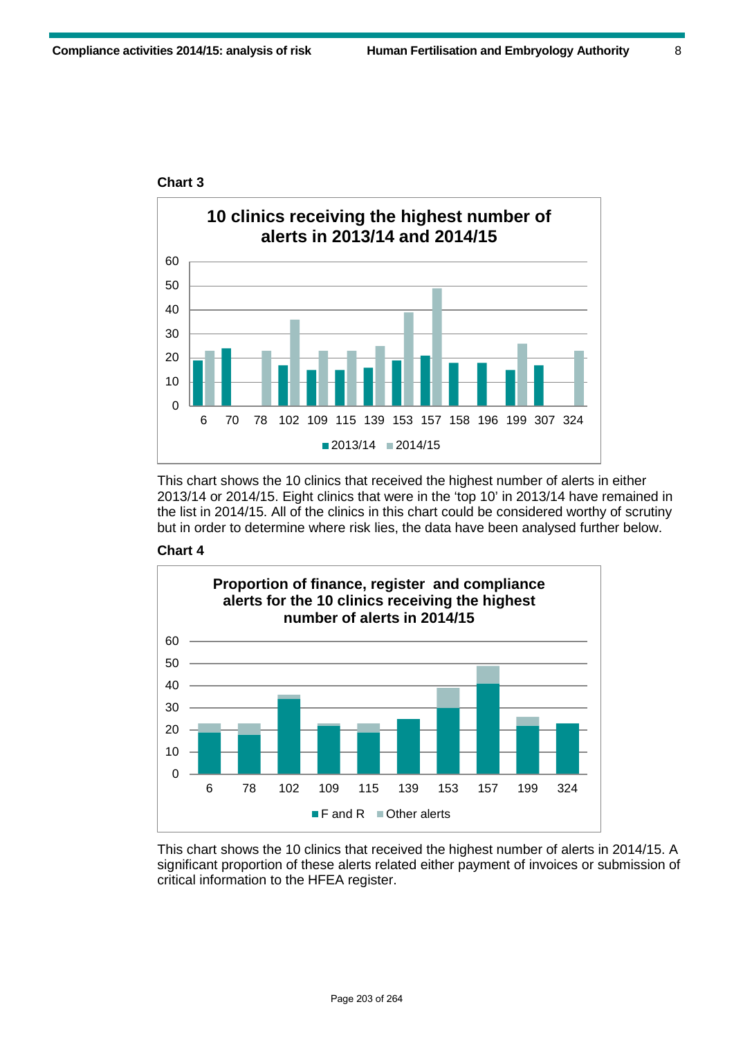**Chart 3**

**10 clinics receiving the highest number of alerts in 2013/14 and 2014/15**

| Clinic | 2013/14 | 2014/15 |
|---|---|---|
| 6 | 19 | 23 |
| 70 | 24 | |
| 78 | | 23 |
| 102 | 17 | 36 |
| 109 | 15 | 23 |
| 115 | 15 | 23 |
| 139 | 16 | 25 |
| 153 | 19 | 39 |
| 157 | 21 | 49 |
| 158 | 18 | |
| 196 | 18 | |
| 199 | 15 | 26 |
| 307 | 17 | |
| 324 | | 23 |

This chart shows the 10 clinics that received the highest number of alerts in either 2013/14 or 2014/15. Eight clinics that were in the 'top 10' in 2013/14 have remained in the list in 2014/15. All of the clinics in this chart could be considered worthy of scrutiny but in order to determine where risk lies, the data have been analysed further below.

**Chart 4**

**Proportion of finance, register and compliance alerts for the 10 clinics receiving the highest number of alerts in 2014/15**

| Clinic | F and R | Other alerts |
|---|---|---|
| 6 | 19 | 4 |
| 78 | 18 | 5 |
| 102 | 34 | 2 |
| 109 | 22 | 1 |
| 115 | 19 | 4 |
| 139 | 25 | 0 |
| 153 | 30 | 9 |
| 157 | 41 | 8 |
| 199 | 22 | 4 |
| 324 | 23 | 0 |

This chart shows the 10 clinics that received the highest number of alerts in 2014/15. A significant proportion of these alerts related either payment of invoices or submission of critical information to the HFEA register.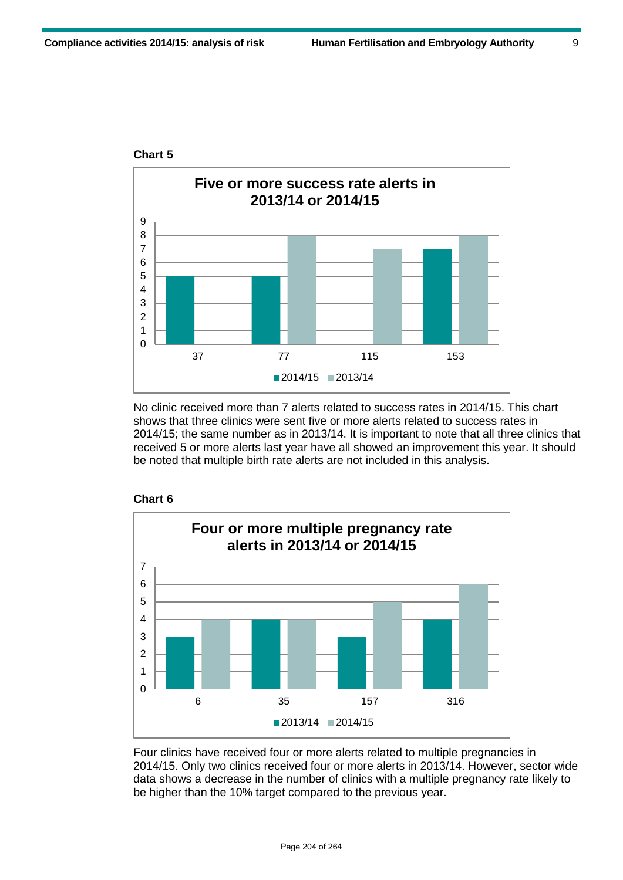**Chart 5**

Five or more success rate alerts in 2013/14 or 2014/15

9
8
7
6
5
4
3
2
1
0

37 77 115 153

2014/15 2013/14

No clinic received more than 7 alerts related to success rates in 2014/15. This chart shows that three clinics were sent five or more alerts related to success rates in 2014/15; the same number as in 2013/14. It is important to note that all three clinics that received 5 or more alerts last year have all showed an improvement this year. It should be noted that multiple birth rate alerts are not included in this analysis.

**Chart 6**

Four or more multiple pregnancy rate alerts in 2013/14 or 2014/15

7
6
5
4
3
2
1
0

6 35 157 316

2013/14 2014/15

Four clinics have received four or more alerts related to multiple pregnancies in 2014/15. Only two clinics received four or more alerts in 2013/14. However, sector wide data shows a decrease in the number of clinics with a multiple pregnancy rate likely to be higher than the 10% target compared to the previous year.